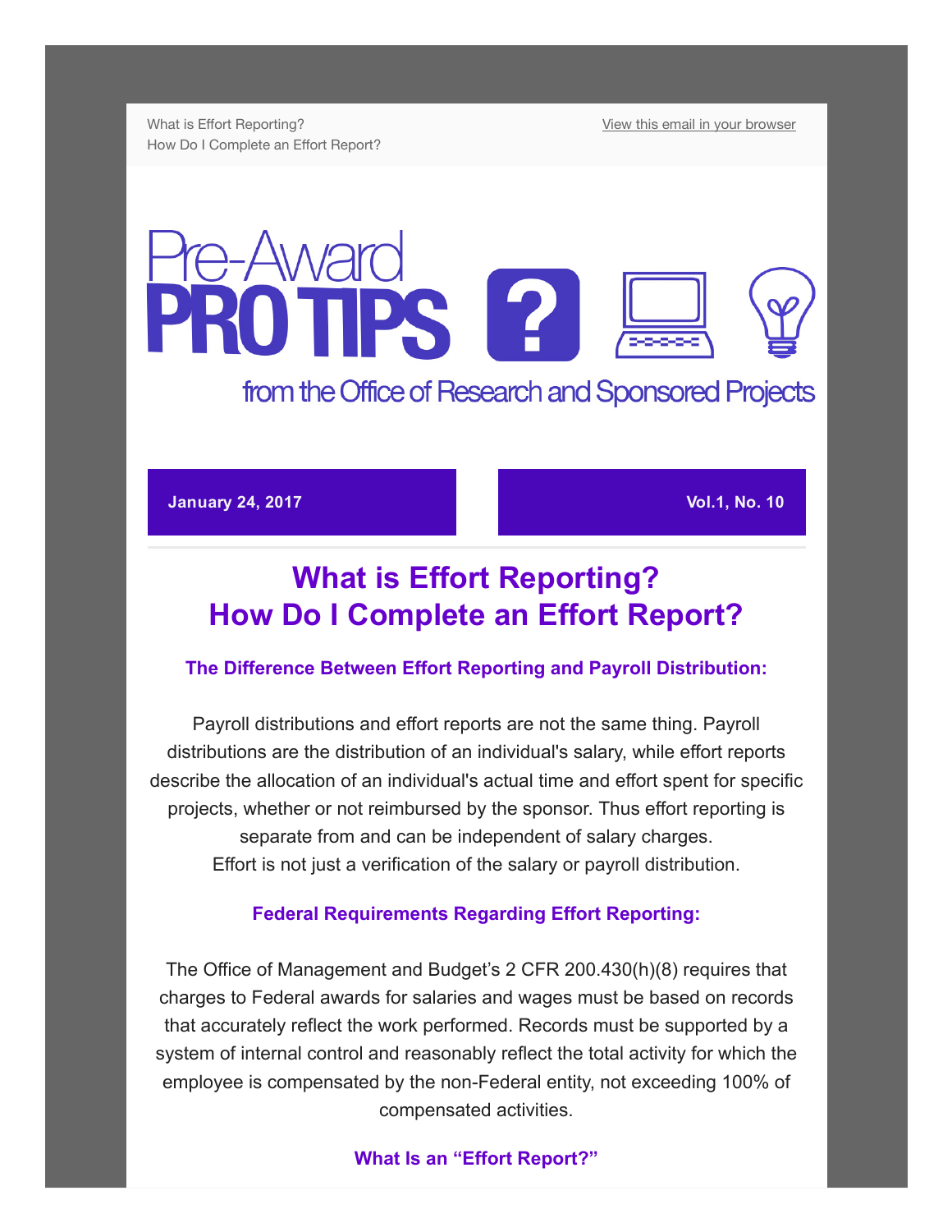What is Effort Reporting?
How Do I Complete an Effort Report?

View this email in your browser

# Pre-Award PRO TIPS

from the Office of Research and Sponsored Projects

**January 24, 2017** | **Vol.1, No. 10**

# What is Effort Reporting?
# How Do I Complete an Effort Report?

### The Difference Between Effort Reporting and Payroll Distribution:

Payroll distributions and effort reports are not the same thing. Payroll distributions are the distribution of an individual's salary, while effort reports describe the allocation of an individual's actual time and effort spent for specific projects, whether or not reimbursed by the sponsor. Thus effort reporting is separate from and can be independent of salary charges.
Effort is not just a verification of the salary or payroll distribution.

### Federal Requirements Regarding Effort Reporting:

The Office of Management and Budget's 2 CFR 200.430(h)(8) requires that charges to Federal awards for salaries and wages must be based on records that accurately reflect the work performed. Records must be supported by a system of internal control and reasonably reflect the total activity for which the employee is compensated by the non-Federal entity, not exceeding 100% of compensated activities.

### What Is an "Effort Report?"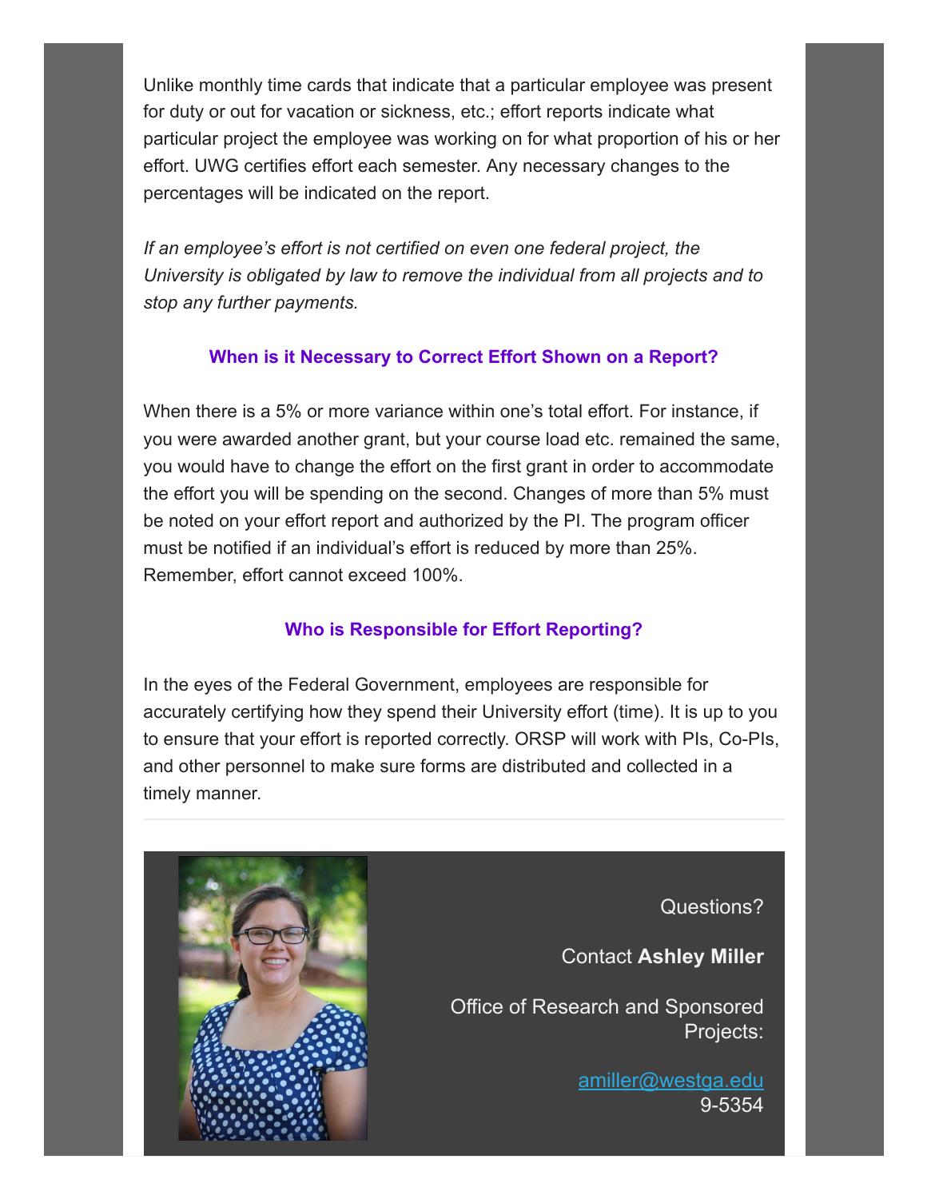Unlike monthly time cards that indicate that a particular employee was present for duty or out for vacation or sickness, etc.; effort reports indicate what particular project the employee was working on for what proportion of his or her effort. UWG certifies effort each semester. Any necessary changes to the percentages will be indicated on the report.

*If an employee's effort is not certified on even one federal project, the University is obligated by law to remove the individual from all projects and to stop any further payments.*

### When is it Necessary to Correct Effort Shown on a Report?

When there is a 5% or more variance within one's total effort. For instance, if you were awarded another grant, but your course load etc. remained the same, you would have to change the effort on the first grant in order to accommodate the effort you will be spending on the second. Changes of more than 5% must be noted on your effort report and authorized by the PI. The program officer must be notified if an individual's effort is reduced by more than 25%. Remember, effort cannot exceed 100%.

### Who is Responsible for Effort Reporting?

In the eyes of the Federal Government, employees are responsible for accurately certifying how they spend their University effort (time). It is up to you to ensure that your effort is reported correctly. ORSP will work with PIs, Co-PIs, and other personnel to make sure forms are distributed and collected in a timely manner.

---

Questions?

Contact **Ashley Miller**

Office of Research and Sponsored Projects:

amiller@westga.edu
9-5354